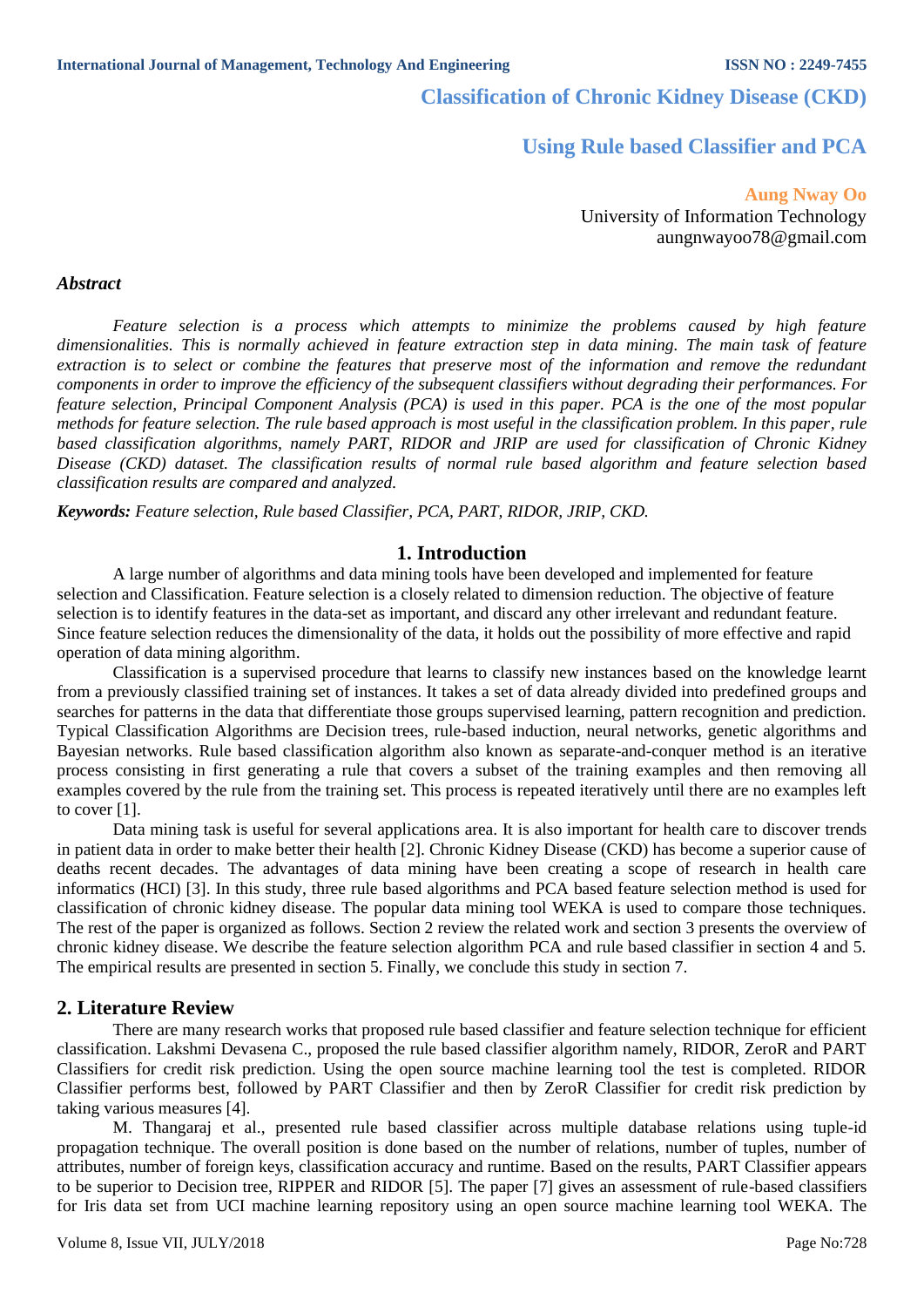# Classification of Chronic Kidney Disease (CKD) Using Rule based Classifier and PCA

**Aung Nway Oo**
University of Information Technology
aungnwayoo78@gmail.com

### *Abstract*

*Feature selection is a process which attempts to minimize the problems caused by high feature dimensionalities. This is normally achieved in feature extraction step in data mining. The main task of feature extraction is to select or combine the features that preserve most of the information and remove the redundant components in order to improve the efficiency of the subsequent classifiers without degrading their performances. For feature selection, Principal Component Analysis (PCA) is used in this paper. PCA is the one of the most popular methods for feature selection. The rule based approach is most useful in the classification problem. In this paper, rule based classification algorithms, namely PART, RIDOR and JRIP are used for classification of Chronic Kidney Disease (CKD) dataset. The classification results of normal rule based algorithm and feature selection based classification results are compared and analyzed.*

***Keywords:*** *Feature selection, Rule based Classifier, PCA, PART, RIDOR, JRIP, CKD.*

## 1. Introduction

A large number of algorithms and data mining tools have been developed and implemented for feature selection and Classification. Feature selection is a closely related to dimension reduction. The objective of feature selection is to identify features in the data-set as important, and discard any other irrelevant and redundant feature. Since feature selection reduces the dimensionality of the data, it holds out the possibility of more effective and rapid operation of data mining algorithm.

Classification is a supervised procedure that learns to classify new instances based on the knowledge learnt from a previously classified training set of instances. It takes a set of data already divided into predefined groups and searches for patterns in the data that differentiate those groups supervised learning, pattern recognition and prediction. Typical Classification Algorithms are Decision trees, rule-based induction, neural networks, genetic algorithms and Bayesian networks. Rule based classification algorithm also known as separate-and-conquer method is an iterative process consisting in first generating a rule that covers a subset of the training examples and then removing all examples covered by the rule from the training set. This process is repeated iteratively until there are no examples left to cover [1].

Data mining task is useful for several applications area. It is also important for health care to discover trends in patient data in order to make better their health [2]. Chronic Kidney Disease (CKD) has become a superior cause of deaths recent decades. The advantages of data mining have been creating a scope of research in health care informatics (HCI) [3]. In this study, three rule based algorithms and PCA based feature selection method is used for classification of chronic kidney disease. The popular data mining tool WEKA is used to compare those techniques. The rest of the paper is organized as follows. Section 2 review the related work and section 3 presents the overview of chronic kidney disease. We describe the feature selection algorithm PCA and rule based classifier in section 4 and 5. The empirical results are presented in section 5. Finally, we conclude this study in section 7.

## 2. Literature Review

There are many research works that proposed rule based classifier and feature selection technique for efficient classification. Lakshmi Devasena C., proposed the rule based classifier algorithm namely, RIDOR, ZeroR and PART Classifiers for credit risk prediction. Using the open source machine learning tool the test is completed. RIDOR Classifier performs best, followed by PART Classifier and then by ZeroR Classifier for credit risk prediction by taking various measures [4].

M. Thangaraj et al., presented rule based classifier across multiple database relations using tuple-id propagation technique. The overall position is done based on the number of relations, number of tuples, number of attributes, number of foreign keys, classification accuracy and runtime. Based on the results, PART Classifier appears to be superior to Decision tree, RIPPER and RIDOR [5]. The paper [7] gives an assessment of rule-based classifiers for Iris data set from UCI machine learning repository using an open source machine learning tool WEKA. The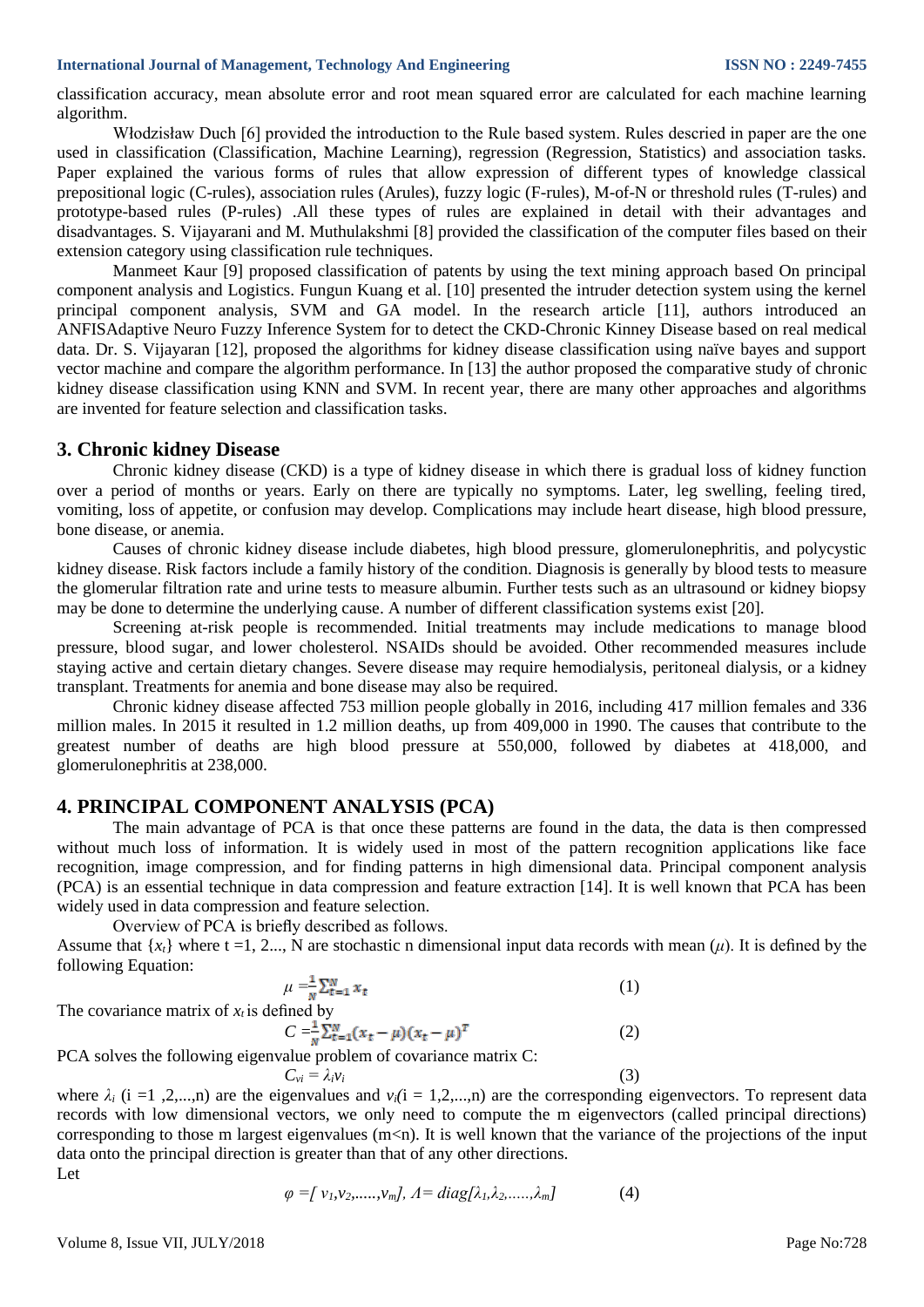classification accuracy, mean absolute error and root mean squared error are calculated for each machine learning algorithm.

Włodzisław Duch [6] provided the introduction to the Rule based system. Rules descried in paper are the one used in classification (Classification, Machine Learning), regression (Regression, Statistics) and association tasks. Paper explained the various forms of rules that allow expression of different types of knowledge classical prepositional logic (C-rules), association rules (Arules), fuzzy logic (F-rules), M-of-N or threshold rules (T-rules) and prototype-based rules (P-rules) .All these types of rules are explained in detail with their advantages and disadvantages. S. Vijayarani and M. Muthulakshmi [8] provided the classification of the computer files based on their extension category using classification rule techniques.

Manmeet Kaur [9] proposed classification of patents by using the text mining approach based On principal component analysis and Logistics. Fungun Kuang et al. [10] presented the intruder detection system using the kernel principal component analysis, SVM and GA model. In the research article [11], authors introduced an ANFISAdaptive Neuro Fuzzy Inference System for to detect the CKD-Chronic Kinney Disease based on real medical data. Dr. S. Vijayaran [12], proposed the algorithms for kidney disease classification using naïve bayes and support vector machine and compare the algorithm performance. In [13] the author proposed the comparative study of chronic kidney disease classification using KNN and SVM. In recent year, there are many other approaches and algorithms are invented for feature selection and classification tasks.

## 3. Chronic kidney Disease

Chronic kidney disease (CKD) is a type of kidney disease in which there is gradual loss of kidney function over a period of months or years. Early on there are typically no symptoms. Later, leg swelling, feeling tired, vomiting, loss of appetite, or confusion may develop. Complications may include heart disease, high blood pressure, bone disease, or anemia.

Causes of chronic kidney disease include diabetes, high blood pressure, glomerulonephritis, and polycystic kidney disease. Risk factors include a family history of the condition. Diagnosis is generally by blood tests to measure the glomerular filtration rate and urine tests to measure albumin. Further tests such as an ultrasound or kidney biopsy may be done to determine the underlying cause. A number of different classification systems exist [20].

Screening at-risk people is recommended. Initial treatments may include medications to manage blood pressure, blood sugar, and lower cholesterol. NSAIDs should be avoided. Other recommended measures include staying active and certain dietary changes. Severe disease may require hemodialysis, peritoneal dialysis, or a kidney transplant. Treatments for anemia and bone disease may also be required.

Chronic kidney disease affected 753 million people globally in 2016, including 417 million females and 336 million males. In 2015 it resulted in 1.2 million deaths, up from 409,000 in 1990. The causes that contribute to the greatest number of deaths are high blood pressure at 550,000, followed by diabetes at 418,000, and glomerulonephritis at 238,000.

## 4. PRINCIPAL COMPONENT ANALYSIS (PCA)

The main advantage of PCA is that once these patterns are found in the data, the data is then compressed without much loss of information. It is widely used in most of the pattern recognition applications like face recognition, image compression, and for finding patterns in high dimensional data. Principal component analysis (PCA) is an essential technique in data compression and feature extraction [14]. It is well known that PCA has been widely used in data compression and feature selection.

Overview of PCA is briefly described as follows.

Assume that $\{x_t\}$ where t =1, 2..., N are stochastic n dimensional input data records with mean ($\mu$). It is defined by the following Equation:

$$\mu = \frac{1}{N}\sum_{t=1}^{N} x_t \tag{1}$$

The covariance matrix of $x_t$ is defined by

$$C = \frac{1}{N}\sum_{t=1}^{N}(x_t - \mu)(x_t - \mu)^T \tag{2}$$

PCA solves the following eigenvalue problem of covariance matrix C:

$$C_{vi} = \lambda_i v_i \tag{3}$$

where $\lambda_i$ (i =1 ,2,...,n) are the eigenvalues and $v_i$(i = 1,2,...,n) are the corresponding eigenvectors. To represent data records with low dimensional vectors, we only need to compute the m eigenvectors (called principal directions) corresponding to those m largest eigenvalues (m<n). It is well known that the variance of the projections of the input data onto the principal direction is greater than that of any other directions.

Let

$$\varphi = [v_1, v_2, \ldots, v_m],\ \Lambda = diag[\lambda_1, \lambda_2, \ldots, \lambda_m] \tag{4}$$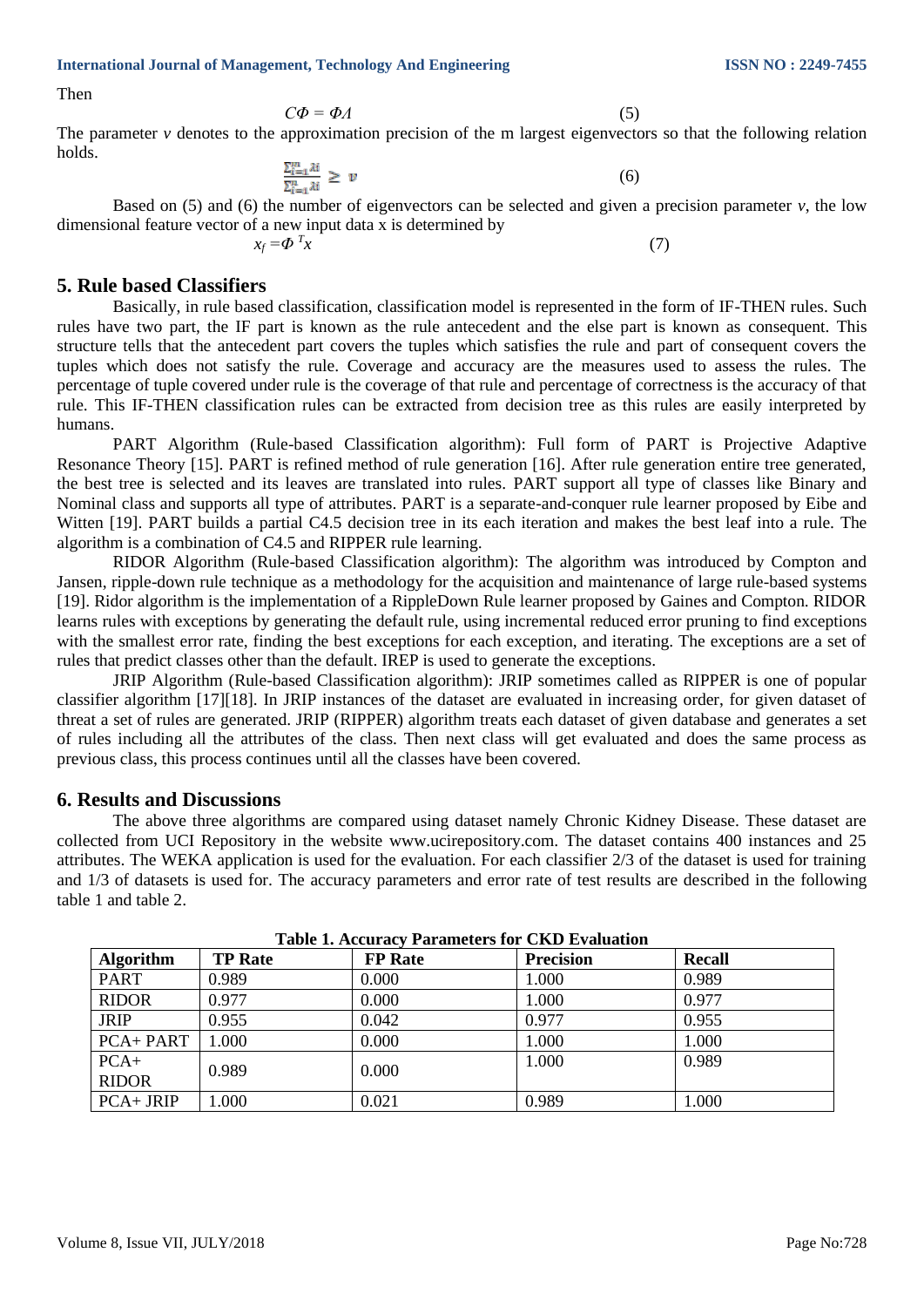Then

$$C\Phi = \Phi \Lambda \quad (5)$$

The parameter $v$ denotes to the approximation precision of the m largest eigenvectors so that the following relation holds.

$$\frac{\sum_{i=1}^{m} \lambda_i}{\sum_{i=1}^{n} \lambda_i} \geq v \quad (6)$$

Based on (5) and (6) the number of eigenvectors can be selected and given a precision parameter $v$, the low dimensional feature vector of a new input data x is determined by

$$x_f = \Phi^T x \quad (7)$$

## 5. Rule based Classifiers

Basically, in rule based classification, classification model is represented in the form of IF-THEN rules. Such rules have two part, the IF part is known as the rule antecedent and the else part is known as consequent. This structure tells that the antecedent part covers the tuples which satisfies the rule and part of consequent covers the tuples which does not satisfy the rule. Coverage and accuracy are the measures used to assess the rules. The percentage of tuple covered under rule is the coverage of that rule and percentage of correctness is the accuracy of that rule. This IF-THEN classification rules can be extracted from decision tree as this rules are easily interpreted by humans.

PART Algorithm (Rule-based Classification algorithm): Full form of PART is Projective Adaptive Resonance Theory [15]. PART is refined method of rule generation [16]. After rule generation entire tree generated, the best tree is selected and its leaves are translated into rules. PART support all type of classes like Binary and Nominal class and supports all type of attributes. PART is a separate-and-conquer rule learner proposed by Eibe and Witten [19]. PART builds a partial C4.5 decision tree in its each iteration and makes the best leaf into a rule. The algorithm is a combination of C4.5 and RIPPER rule learning.

RIDOR Algorithm (Rule-based Classification algorithm): The algorithm was introduced by Compton and Jansen, ripple-down rule technique as a methodology for the acquisition and maintenance of large rule-based systems [19]. Ridor algorithm is the implementation of a RippleDown Rule learner proposed by Gaines and Compton. RIDOR learns rules with exceptions by generating the default rule, using incremental reduced error pruning to find exceptions with the smallest error rate, finding the best exceptions for each exception, and iterating. The exceptions are a set of rules that predict classes other than the default. IREP is used to generate the exceptions.

JRIP Algorithm (Rule-based Classification algorithm): JRIP sometimes called as RIPPER is one of popular classifier algorithm [17][18]. In JRIP instances of the dataset are evaluated in increasing order, for given dataset of threat a set of rules are generated. JRIP (RIPPER) algorithm treats each dataset of given database and generates a set of rules including all the attributes of the class. Then next class will get evaluated and does the same process as previous class, this process continues until all the classes have been covered.

## 6. Results and Discussions

The above three algorithms are compared using dataset namely Chronic Kidney Disease. These dataset are collected from UCI Repository in the website www.ucirepository.com. The dataset contains 400 instances and 25 attributes. The WEKA application is used for the evaluation. For each classifier 2/3 of the dataset is used for training and 1/3 of datasets is used for. The accuracy parameters and error rate of test results are described in the following table 1 and table 2.

**Table 1. Accuracy Parameters for CKD Evaluation**

| Algorithm | TP Rate | FP Rate | Precision | Recall |
|---|---|---|---|---|
| PART | 0.989 | 0.000 | 1.000 | 0.989 |
| RIDOR | 0.977 | 0.000 | 1.000 | 0.977 |
| JRIP | 0.955 | 0.042 | 0.977 | 0.955 |
| PCA+ PART | 1.000 | 0.000 | 1.000 | 1.000 |
| PCA+ RIDOR | 0.989 | 0.000 | 1.000 | 0.989 |
| PCA+ JRIP | 1.000 | 0.021 | 0.989 | 1.000 |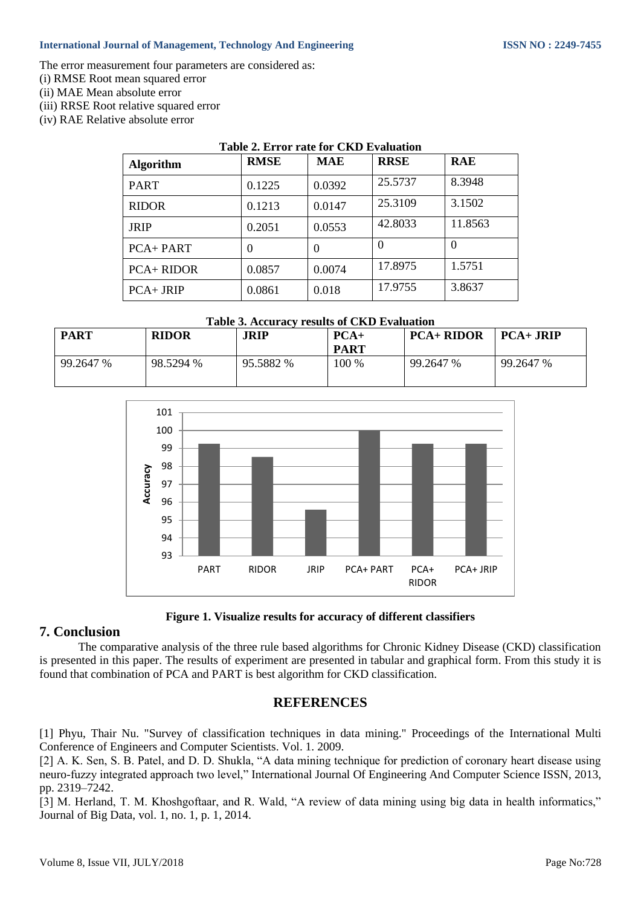The error measurement four parameters are considered as:

(i) RMSE Root mean squared error

(ii) MAE Mean absolute error

(iii) RRSE Root relative squared error

(iv) RAE Relative absolute error

**Table 2. Error rate for CKD Evaluation**

| Algorithm | RMSE | MAE | RRSE | RAE |
|---|---|---|---|---|
| PART | 0.1225 | 0.0392 | 25.5737 | 8.3948 |
| RIDOR | 0.1213 | 0.0147 | 25.3109 | 3.1502 |
| JRIP | 0.2051 | 0.0553 | 42.8033 | 11.8563 |
| PCA+ PART | 0 | 0 | 0 | 0 |
| PCA+ RIDOR | 0.0857 | 0.0074 | 17.8975 | 1.5751 |
| PCA+ JRIP | 0.0861 | 0.018 | 17.9755 | 3.8637 |

**Table 3. Accuracy results of CKD Evaluation**

| PART | RIDOR | JRIP | PCA+ PART | PCA+ RIDOR | PCA+ JRIP |
|---|---|---|---|---|---|
| 99.2647 % | 98.5294 % | 95.5882 % | 100 % | 99.2647 % | 99.2647 % |

**Figure 1. Visualize results for accuracy of different classifiers**

## 7. Conclusion

The comparative analysis of the three rule based algorithms for Chronic Kidney Disease (CKD) classification is presented in this paper. The results of experiment are presented in tabular and graphical form. From this study it is found that combination of PCA and PART is best algorithm for CKD classification.

## REFERENCES

[1] Phyu, Thair Nu. "Survey of classification techniques in data mining." Proceedings of the International Multi Conference of Engineers and Computer Scientists. Vol. 1. 2009.

[2] A. K. Sen, S. B. Patel, and D. D. Shukla, "A data mining technique for prediction of coronary heart disease using neuro-fuzzy integrated approach two level," International Journal Of Engineering And Computer Science ISSN, 2013, pp. 2319–7242.

[3] M. Herland, T. M. Khoshgoftaar, and R. Wald, "A review of data mining using big data in health informatics," Journal of Big Data, vol. 1, no. 1, p. 1, 2014.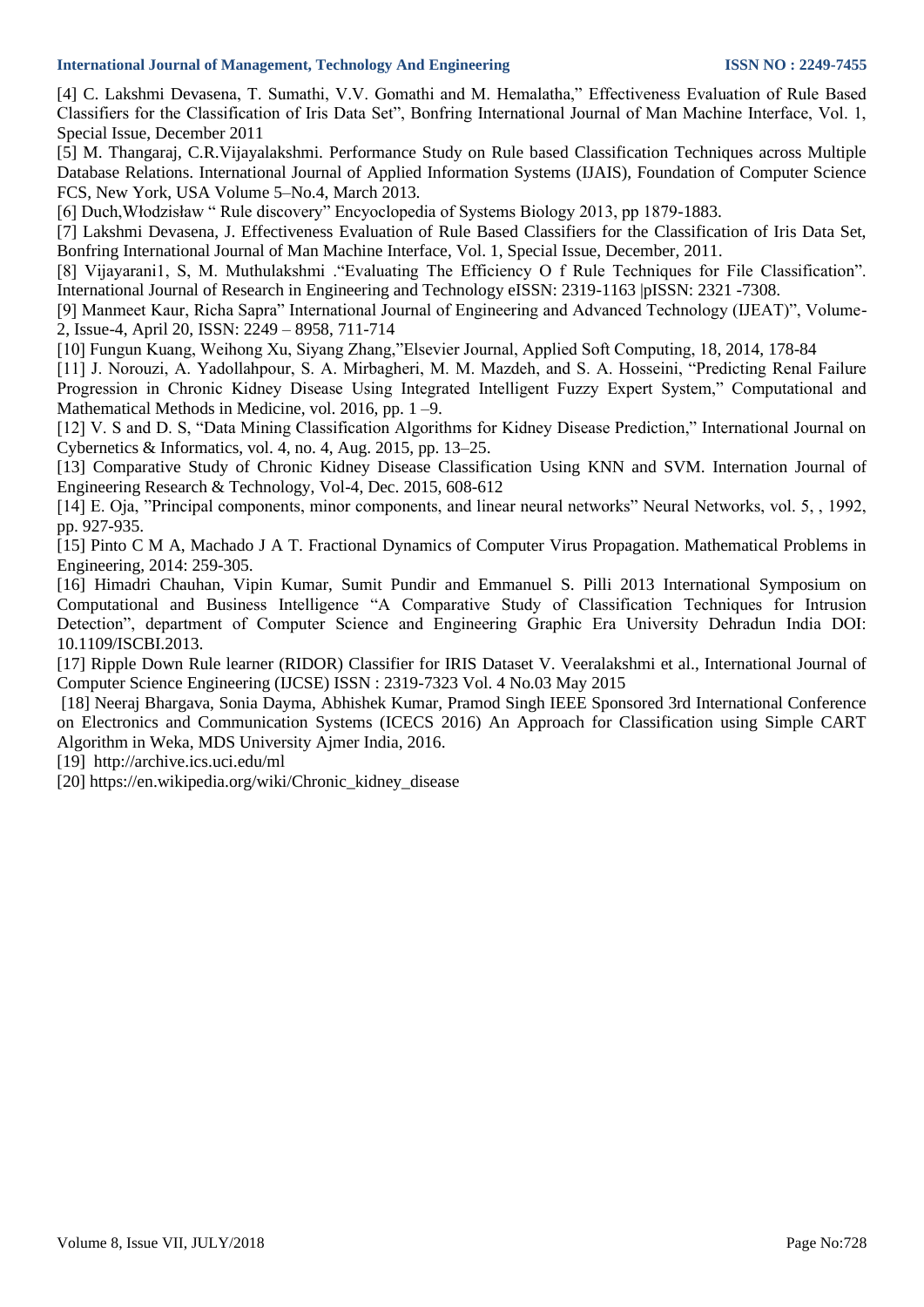[4] C. Lakshmi Devasena, T. Sumathi, V.V. Gomathi and M. Hemalatha," Effectiveness Evaluation of Rule Based Classifiers for the Classification of Iris Data Set", Bonfring International Journal of Man Machine Interface, Vol. 1, Special Issue, December 2011

[5] M. Thangaraj, C.R.Vijayalakshmi. Performance Study on Rule based Classification Techniques across Multiple Database Relations. International Journal of Applied Information Systems (IJAIS), Foundation of Computer Science FCS, New York, USA Volume 5–No.4, March 2013.

[6] Duch,Włodzisław " Rule discovery" Encyclopedia of Systems Biology 2013, pp 1879-1883.

[7] Lakshmi Devasena, J. Effectiveness Evaluation of Rule Based Classifiers for the Classification of Iris Data Set, Bonfring International Journal of Man Machine Interface, Vol. 1, Special Issue, December, 2011.

[8] Vijayarani1, S, M. Muthulakshmi ."Evaluating The Efficiency O f Rule Techniques for File Classification". International Journal of Research in Engineering and Technology eISSN: 2319-1163 |pISSN: 2321 -7308.

[9] Manmeet Kaur, Richa Sapra" International Journal of Engineering and Advanced Technology (IJEAT)", Volume-2, Issue-4, April 20, ISSN: 2249 – 8958, 711-714

[10] Fungun Kuang, Weihong Xu, Siyang Zhang,"Elsevier Journal, Applied Soft Computing, 18, 2014, 178-84

[11] J. Norouzi, A. Yadollahpour, S. A. Mirbagheri, M. M. Mazdeh, and S. A. Hosseini, "Predicting Renal Failure Progression in Chronic Kidney Disease Using Integrated Intelligent Fuzzy Expert System," Computational and Mathematical Methods in Medicine, vol. 2016, pp. 1 –9.

[12] V. S and D. S, "Data Mining Classification Algorithms for Kidney Disease Prediction," International Journal on Cybernetics & Informatics, vol. 4, no. 4, Aug. 2015, pp. 13–25.

[13] Comparative Study of Chronic Kidney Disease Classification Using KNN and SVM. Internation Journal of Engineering Research & Technology, Vol-4, Dec. 2015, 608-612

[14] E. Oja, "Principal components, minor components, and linear neural networks" Neural Networks, vol. 5, , 1992, pp. 927-935.

[15] Pinto C M A, Machado J A T. Fractional Dynamics of Computer Virus Propagation. Mathematical Problems in Engineering, 2014: 259-305.

[16] Himadri Chauhan, Vipin Kumar, Sumit Pundir and Emmanuel S. Pilli 2013 International Symposium on Computational and Business Intelligence "A Comparative Study of Classification Techniques for Intrusion Detection", department of Computer Science and Engineering Graphic Era University Dehradun India DOI: 10.1109/ISCBI.2013.

[17] Ripple Down Rule learner (RIDOR) Classifier for IRIS Dataset V. Veeralakshmi et al., International Journal of Computer Science Engineering (IJCSE) ISSN : 2319-7323 Vol. 4 No.03 May 2015

[18] Neeraj Bhargava, Sonia Dayma, Abhishek Kumar, Pramod Singh IEEE Sponsored 3rd International Conference on Electronics and Communication Systems (ICECS 2016) An Approach for Classification using Simple CART Algorithm in Weka, MDS University Ajmer India, 2016.

[19] http://archive.ics.uci.edu/ml

[20] https://en.wikipedia.org/wiki/Chronic_kidney_disease